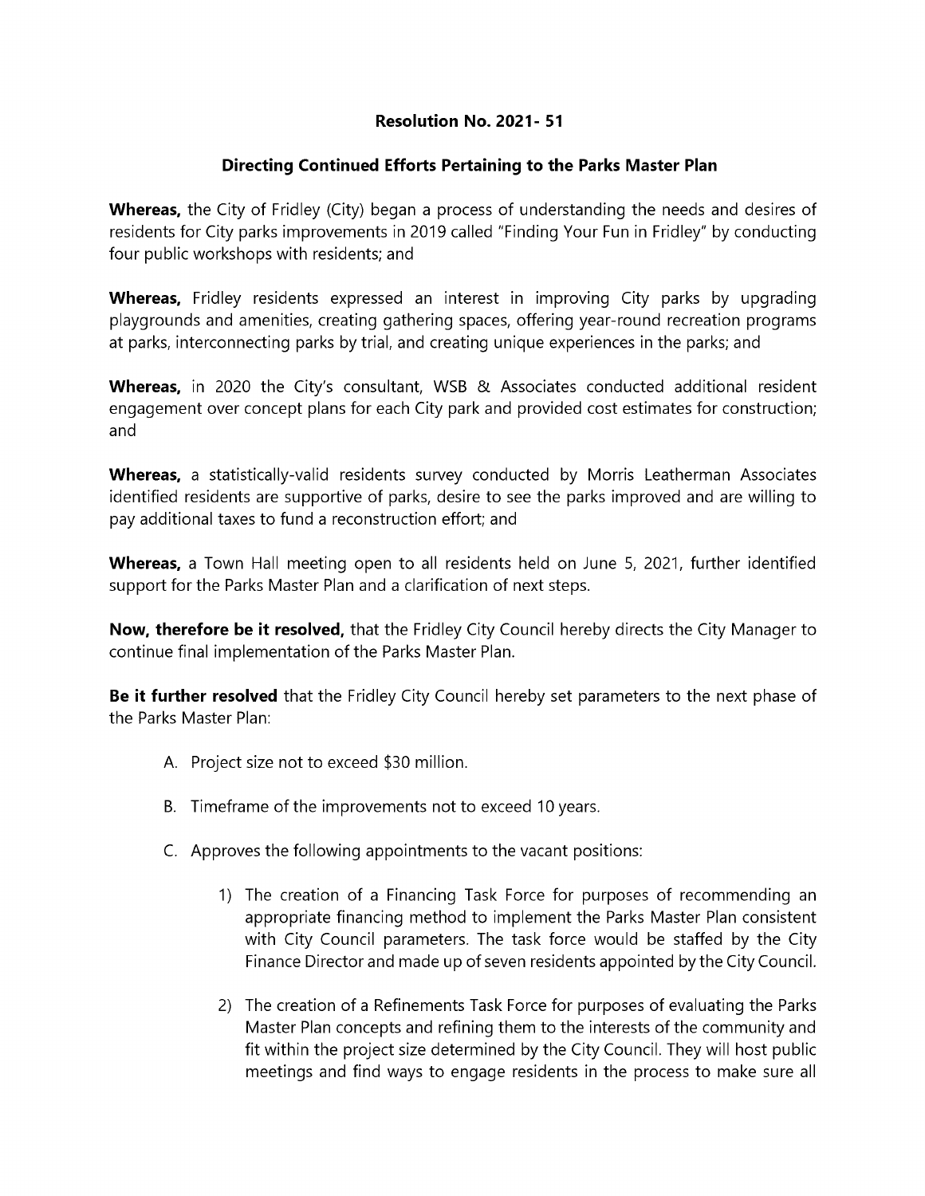# Resolution No. 2021- 51

## Directing Continued Efforts Pertaining to the Parks Master Plan

**Whereas,** the City of Fridley (City) began a process of understanding the needs and desires of residents for City parks improvements in 2019 called "Finding Your Fun in Fridley" by conducting four public workshops with residents; and

**Whereas,** Fridley residents expressed an interest in improving City parks by upgrading playgrounds and amenities, creating gathering spaces, offering year-round recreation programs at parks, interconnecting parks by trial, and creating unique experiences in the parks; and

**Whereas,** in 2020 the City's consultant, WSB & Associates conducted additional resident engagement over concept plans for each City park and provided cost estimates for construction; and

**Whereas,** a statistically-valid residents survey conducted by Morris Leatherman Associates identified residents are supportive of parks, desire to see the parks improved and are willing to pay additional taxes to fund a reconstruction effort; and

**Whereas,** a Town Hall meeting open to all residents held on June 5, 2021, further identified support for the Parks Master Plan and a clarification of next steps.

**Now, therefore be it resolved,** that the Fridley City Council hereby directs the City Manager to continue final implementation of the Parks Master Plan.

**Be it further resolved** that the Fridley City Council hereby set parameters to the next phase of the Parks Master Plan:

A. Project size not to exceed $30 million.

B. Timeframe of the improvements not to exceed 10 years.

C. Approves the following appointments to the vacant positions:

1) The creation of a Financing Task Force for purposes of recommending an appropriate financing method to implement the Parks Master Plan consistent with City Council parameters. The task force would be staffed by the City Finance Director and made up of seven residents appointed by the City Council.

2) The creation of a Refinements Task Force for purposes of evaluating the Parks Master Plan concepts and refining them to the interests of the community and fit within the project size determined by the City Council. They will host public meetings and find ways to engage residents in the process to make sure all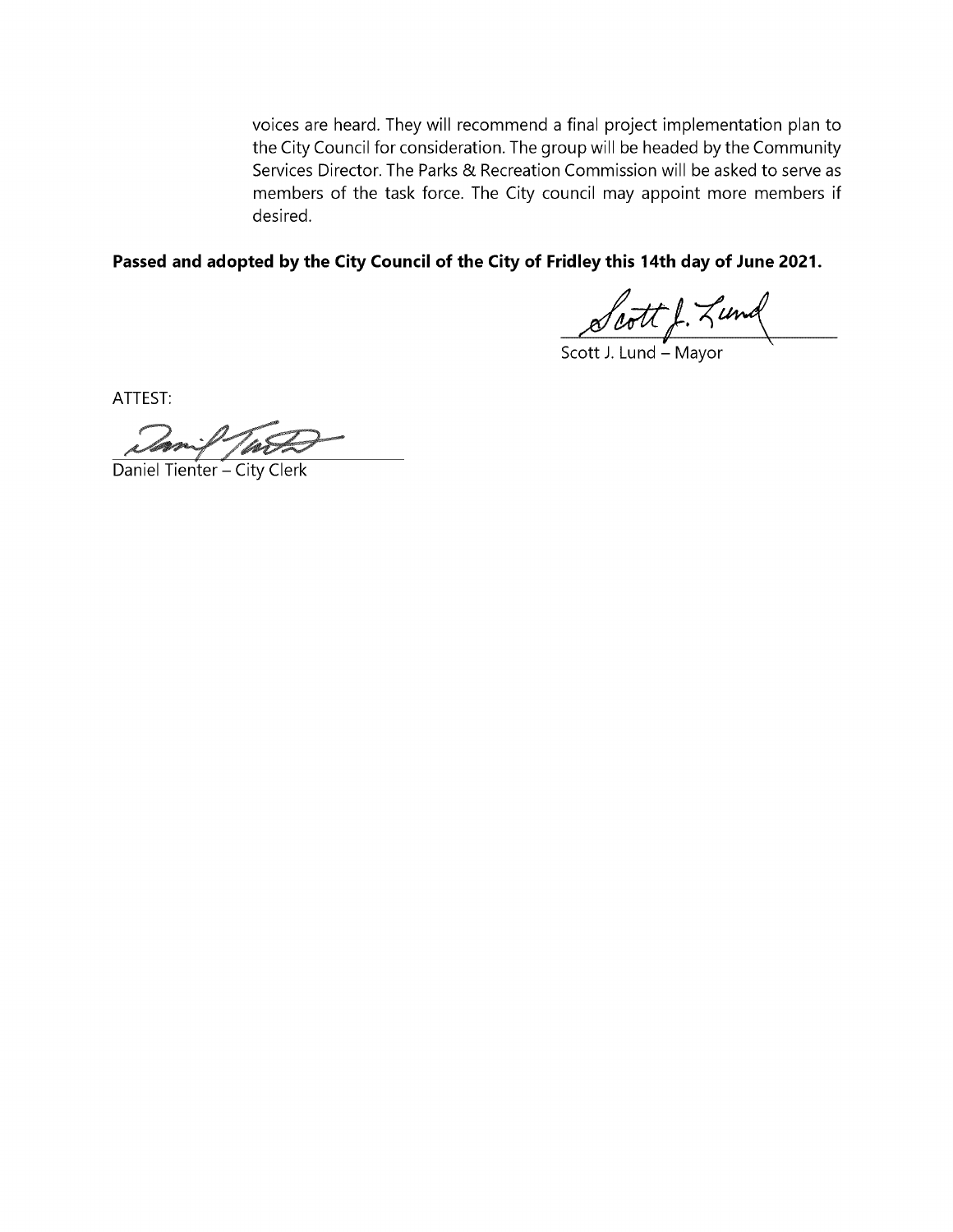voices are heard. They will recommend a final project implementation plan to the City Council for consideration. The group will be headed by the Community Services Director. The Parks & Recreation Commission will be asked to serve as members of the task force. The City council may appoint more members if desired.

**Passed and adopted by the City Council of the City of Fridley this 14th day of June 2021.**

Scott J. Lund – Mayor

ATTEST:

Daniel Tienter – City Clerk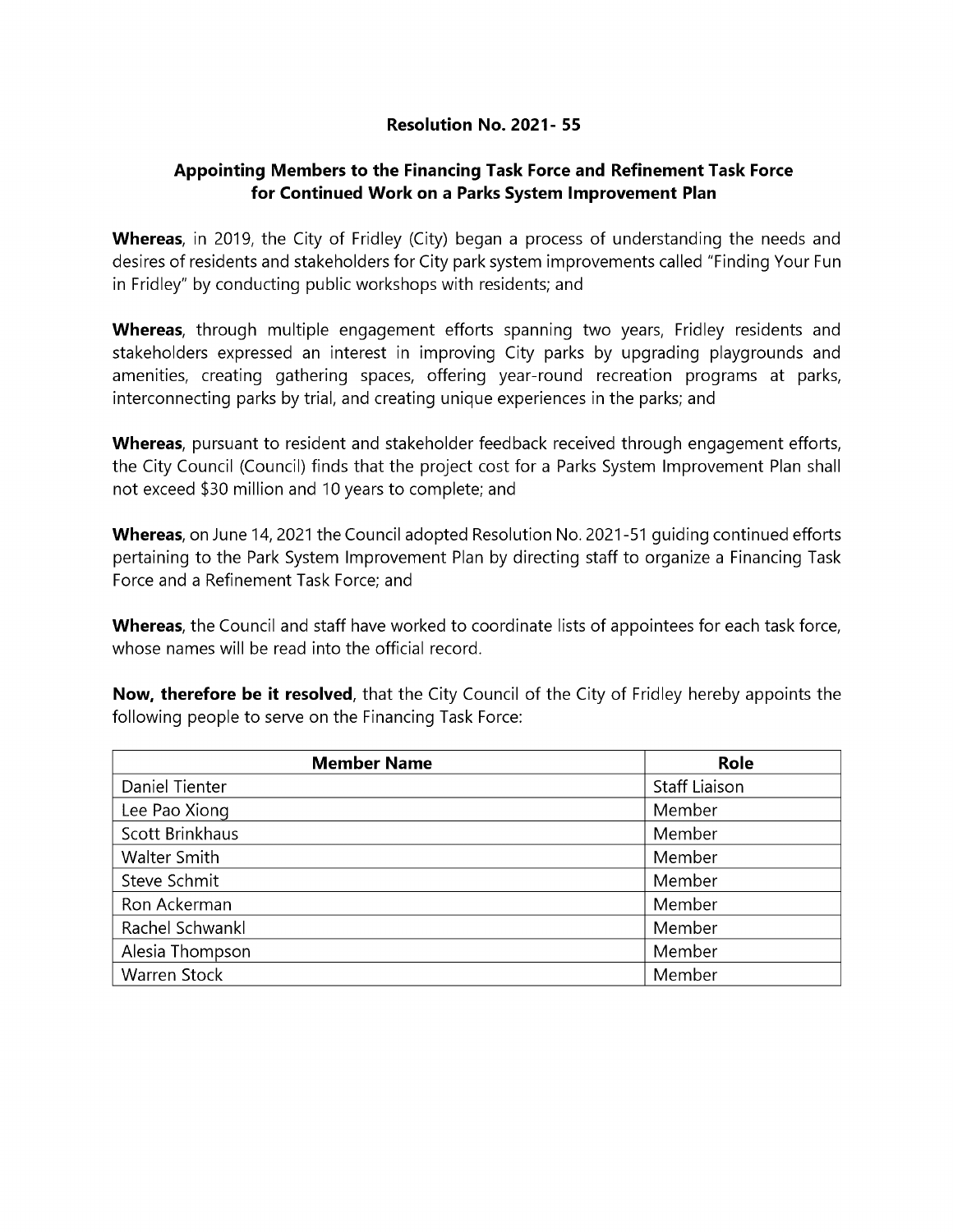## Resolution No. 2021- 55

## Appointing Members to the Financing Task Force and Refinement Task Force for Continued Work on a Parks System Improvement Plan

**Whereas**, in 2019, the City of Fridley (City) began a process of understanding the needs and desires of residents and stakeholders for City park system improvements called "Finding Your Fun in Fridley" by conducting public workshops with residents; and

**Whereas**, through multiple engagement efforts spanning two years, Fridley residents and stakeholders expressed an interest in improving City parks by upgrading playgrounds and amenities, creating gathering spaces, offering year-round recreation programs at parks, interconnecting parks by trial, and creating unique experiences in the parks; and

**Whereas**, pursuant to resident and stakeholder feedback received through engagement efforts, the City Council (Council) finds that the project cost for a Parks System Improvement Plan shall not exceed $30 million and 10 years to complete; and

**Whereas**, on June 14, 2021 the Council adopted Resolution No. 2021-51 guiding continued efforts pertaining to the Park System Improvement Plan by directing staff to organize a Financing Task Force and a Refinement Task Force; and

**Whereas**, the Council and staff have worked to coordinate lists of appointees for each task force, whose names will be read into the official record.

**Now, therefore be it resolved**, that the City Council of the City of Fridley hereby appoints the following people to serve on the Financing Task Force:

| Member Name | Role |
|---|---|
| Daniel Tienter | Staff Liaison |
| Lee Pao Xiong | Member |
| Scott Brinkhaus | Member |
| Walter Smith | Member |
| Steve Schmit | Member |
| Ron Ackerman | Member |
| Rachel Schwankl | Member |
| Alesia Thompson | Member |
| Warren Stock | Member |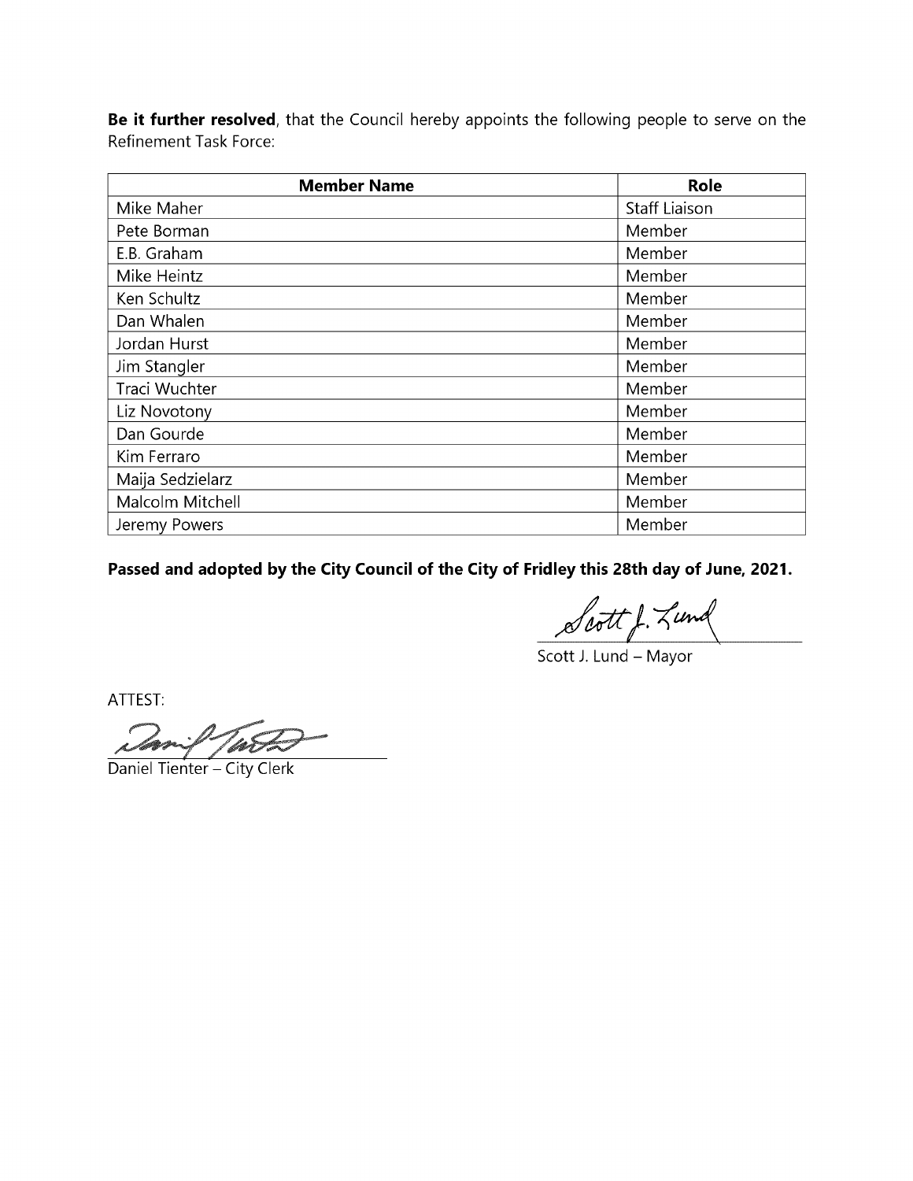**Be it further resolved**, that the Council hereby appoints the following people to serve on the Refinement Task Force:

| Member Name | Role |
|---|---|
| Mike Maher | Staff Liaison |
| Pete Borman | Member |
| E.B. Graham | Member |
| Mike Heintz | Member |
| Ken Schultz | Member |
| Dan Whalen | Member |
| Jordan Hurst | Member |
| Jim Stangler | Member |
| Traci Wuchter | Member |
| Liz Novotony | Member |
| Dan Gourde | Member |
| Kim Ferraro | Member |
| Maija Sedzielarz | Member |
| Malcolm Mitchell | Member |
| Jeremy Powers | Member |

**Passed and adopted by the City Council of the City of Fridley this 28th day of June, 2021.**

Scott J. Lund – Mayor

ATTEST:

Daniel Tienter – City Clerk